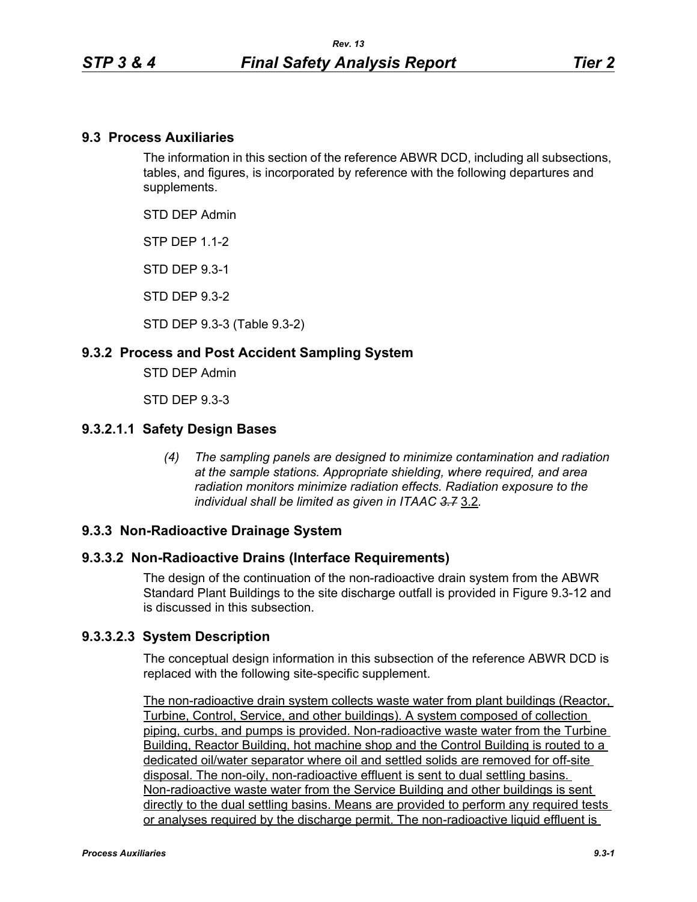## 9.3 Process Auxiliaries

The information in this section of the reference ABWR DCD, including all subsections, tables, and figures, is incorporated by reference with the following departures and supplements.

STD DEP Admin

STP DEP 1.1-2

STD DEP 9.3-1

STD DEP 9.3-2

STD DEP 9.3-3 (Table 9.3-2)

## 9.3.2 Process and Post Accident Sampling System

STD DEP Admin

STD DEP 9.3-3

## 9.3.2.1.1 Safety Design Bases

*(4) The sampling panels are designed to minimize contamination and radiation at the sample stations. Appropriate shielding, where required, and area radiation monitors minimize radiation effects. Radiation exposure to the individual shall be limited as given in ITAAC ~~3.7~~* 3.2*.*

## 9.3.3 Non-Radioactive Drainage System

## 9.3.3.2 Non-Radioactive Drains (Interface Requirements)

The design of the continuation of the non-radioactive drain system from the ABWR Standard Plant Buildings to the site discharge outfall is provided in Figure 9.3-12 and is discussed in this subsection.

## 9.3.3.2.3 System Description

The conceptual design information in this subsection of the reference ABWR DCD is replaced with the following site-specific supplement.

The non-radioactive drain system collects waste water from plant buildings (Reactor, Turbine, Control, Service, and other buildings). A system composed of collection piping, curbs, and pumps is provided. Non-radioactive waste water from the Turbine Building, Reactor Building, hot machine shop and the Control Building is routed to a dedicated oil/water separator where oil and settled solids are removed for off-site disposal. The non-oily, non-radioactive effluent is sent to dual settling basins. Non-radioactive waste water from the Service Building and other buildings is sent directly to the dual settling basins. Means are provided to perform any required tests or analyses required by the discharge permit. The non-radioactive liquid effluent is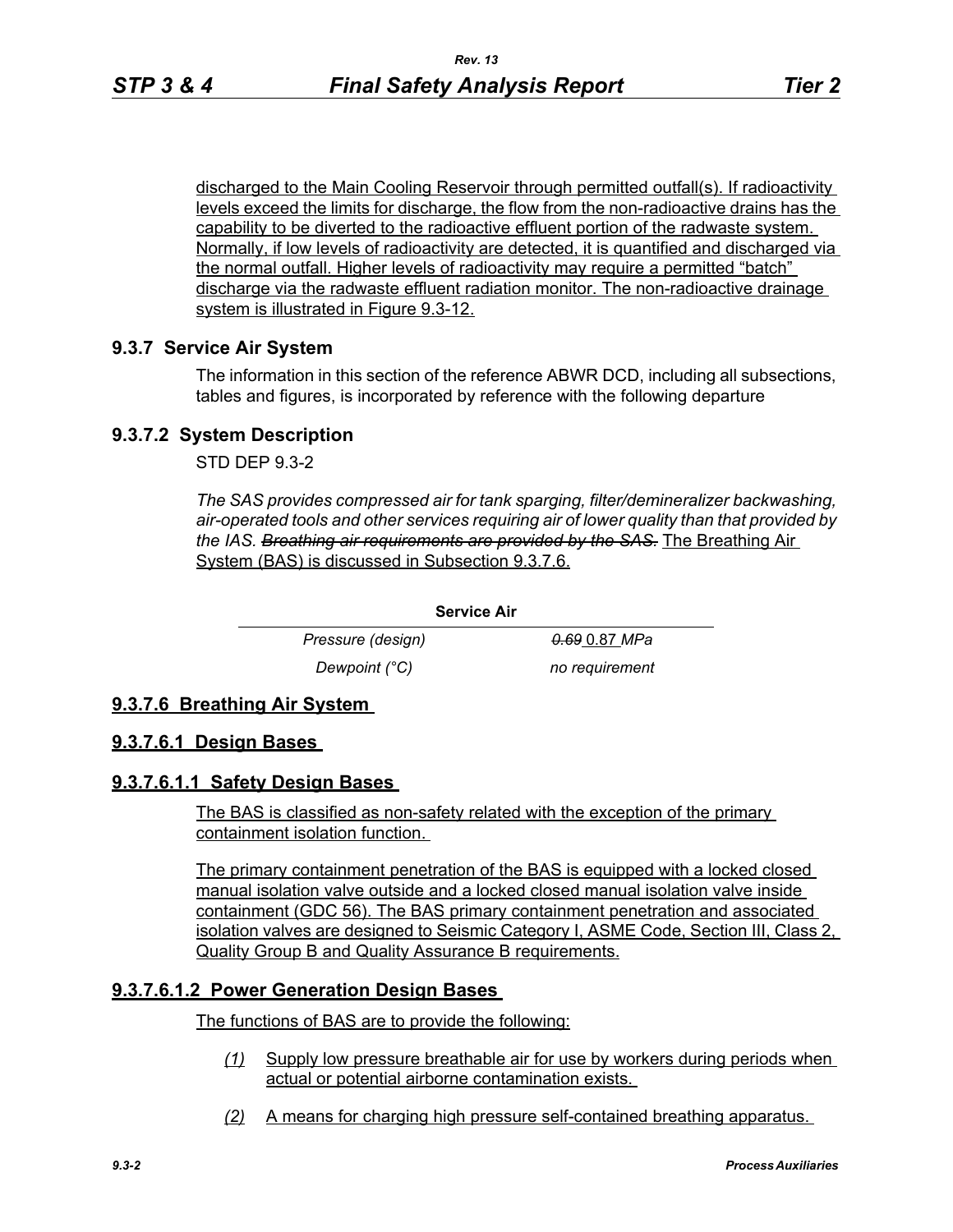discharged to the Main Cooling Reservoir through permitted outfall(s). If radioactivity levels exceed the limits for discharge, the flow from the non-radioactive drains has the capability to be diverted to the radioactive effluent portion of the radwaste system. Normally, if low levels of radioactivity are detected, it is quantified and discharged via the normal outfall. Higher levels of radioactivity may require a permitted "batch" discharge via the radwaste effluent radiation monitor. The non-radioactive drainage system is illustrated in Figure 9.3-12.

## 9.3.7 Service Air System

The information in this section of the reference ABWR DCD, including all subsections, tables and figures, is incorporated by reference with the following departure

## 9.3.7.2 System Description

STD DEP 9.3-2

*The SAS provides compressed air for tank sparging, filter/demineralizer backwashing, air-operated tools and other services requiring air of lower quality than that provided by the IAS. ~~Breathing air requirements are provided by the SAS.~~* The Breathing Air System (BAS) is discussed in Subsection 9.3.7.6.

| Service Air | |
|---|---|
| *Pressure (design)* | *~~0.69~~* 0.87 *MPa* |
| *Dewpoint (°C)* | *no requirement* |

## 9.3.7.6 Breathing Air System

### 9.3.7.6.1 Design Bases

#### 9.3.7.6.1.1 Safety Design Bases

The BAS is classified as non-safety related with the exception of the primary containment isolation function.

The primary containment penetration of the BAS is equipped with a locked closed manual isolation valve outside and a locked closed manual isolation valve inside containment (GDC 56). The BAS primary containment penetration and associated isolation valves are designed to Seismic Category I, ASME Code, Section III, Class 2, Quality Group B and Quality Assurance B requirements.

#### 9.3.7.6.1.2 Power Generation Design Bases

The functions of BAS are to provide the following:

*(1)* Supply low pressure breathable air for use by workers during periods when actual or potential airborne contamination exists.

*(2)* A means for charging high pressure self-contained breathing apparatus.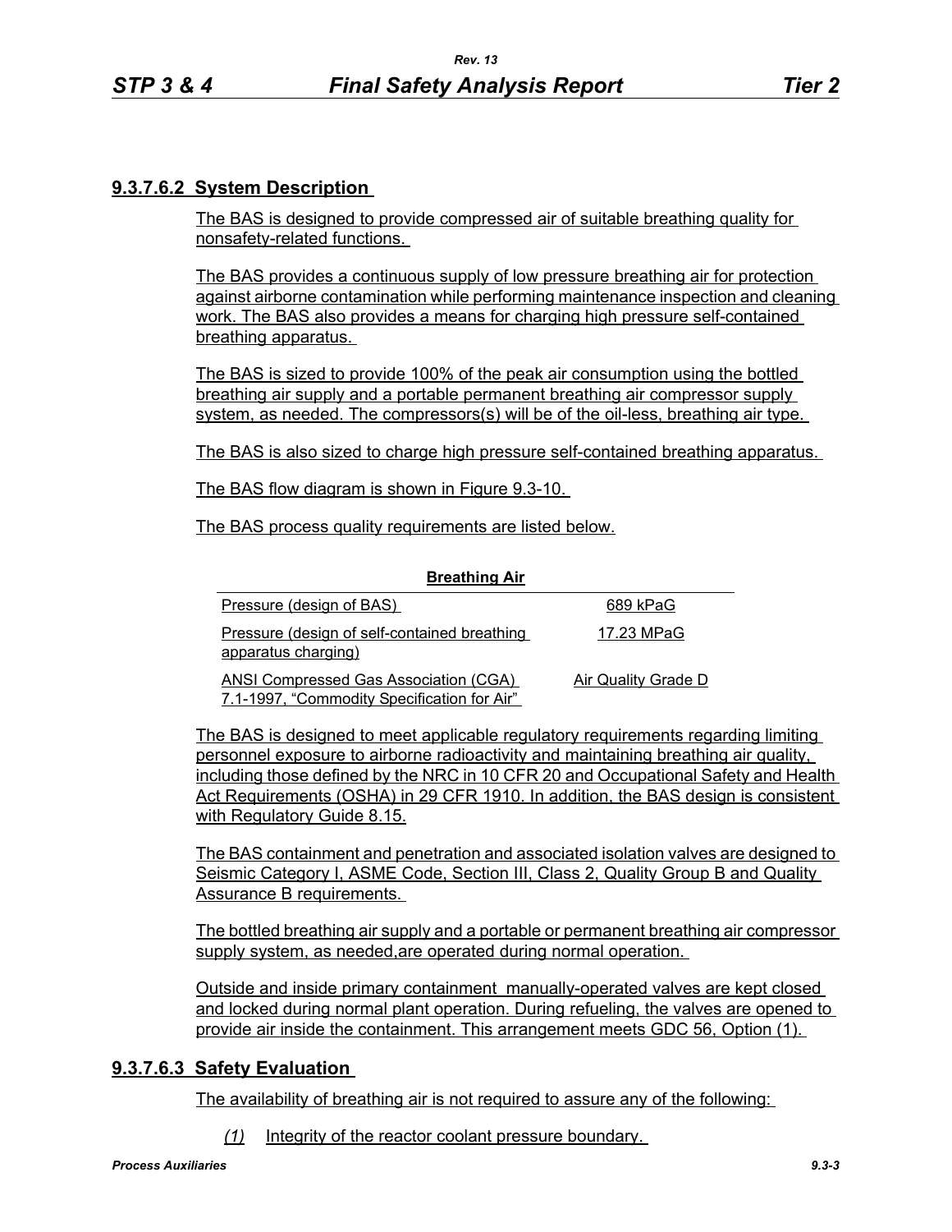### 9.3.7.6.2 System Description

The BAS is designed to provide compressed air of suitable breathing quality for nonsafety-related functions.

The BAS provides a continuous supply of low pressure breathing air for protection against airborne contamination while performing maintenance inspection and cleaning work. The BAS also provides a means for charging high pressure self-contained breathing apparatus.

The BAS is sized to provide 100% of the peak air consumption using the bottled breathing air supply and a portable permanent breathing air compressor supply system, as needed. The compressors(s) will be of the oil-less, breathing air type.

The BAS is also sized to charge high pressure self-contained breathing apparatus.

The BAS flow diagram is shown in Figure 9.3-10.

The BAS process quality requirements are listed below.

| **Breathing Air** | |
|---|---|
| Pressure (design of BAS) | 689 kPaG |
| Pressure (design of self-contained breathing apparatus charging) | 17.23 MPaG |
| ANSI Compressed Gas Association (CGA) 7.1-1997, “Commodity Specification for Air” | Air Quality Grade D |

The BAS is designed to meet applicable regulatory requirements regarding limiting personnel exposure to airborne radioactivity and maintaining breathing air quality, including those defined by the NRC in 10 CFR 20 and Occupational Safety and Health Act Requirements (OSHA) in 29 CFR 1910. In addition, the BAS design is consistent with Regulatory Guide 8.15.

The BAS containment and penetration and associated isolation valves are designed to Seismic Category I, ASME Code, Section III, Class 2, Quality Group B and Quality Assurance B requirements.

The bottled breathing air supply and a portable or permanent breathing air compressor supply system, as needed,are operated during normal operation.

Outside and inside primary containment manually-operated valves are kept closed and locked during normal plant operation. During refueling, the valves are opened to provide air inside the containment. This arrangement meets GDC 56, Option (1).

### 9.3.7.6.3 Safety Evaluation

The availability of breathing air is not required to assure any of the following:

*(1)* Integrity of the reactor coolant pressure boundary.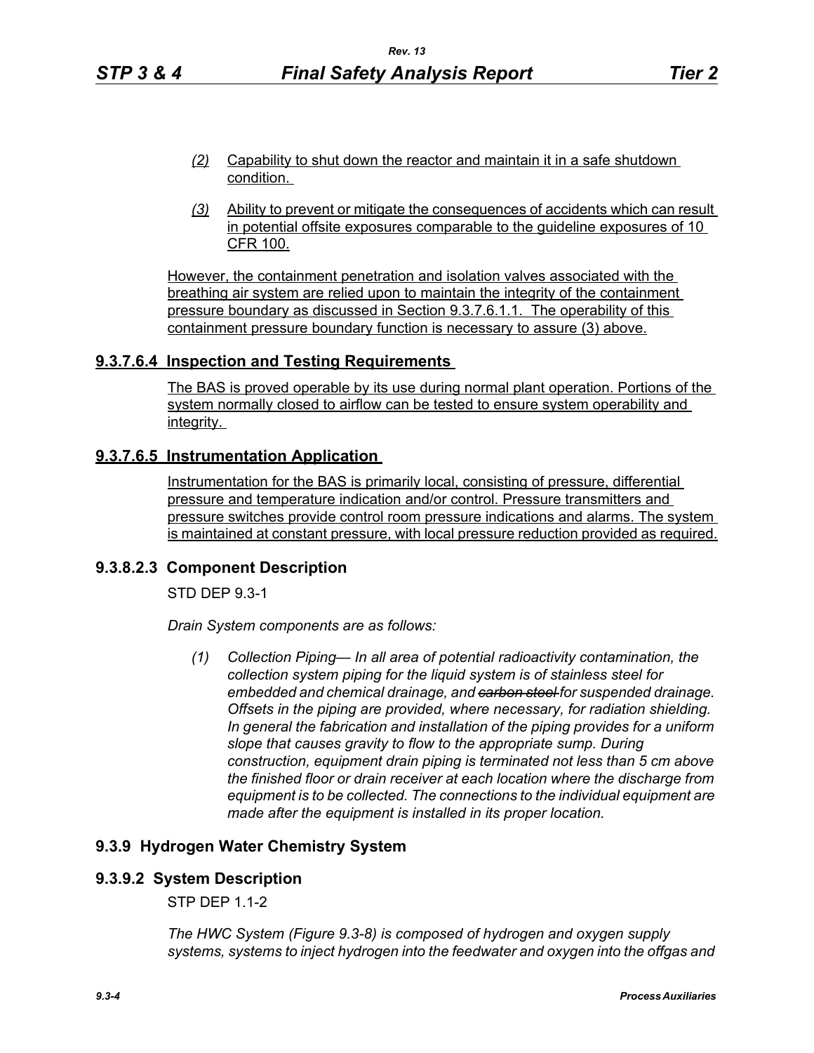*(2)* Capability to shut down the reactor and maintain it in a safe shutdown condition.

*(3)* Ability to prevent or mitigate the consequences of accidents which can result in potential offsite exposures comparable to the guideline exposures of 10 CFR 100.

However, the containment penetration and isolation valves associated with the breathing air system are relied upon to maintain the integrity of the containment pressure boundary as discussed in Section 9.3.7.6.1.1. The operability of this containment pressure boundary function is necessary to assure (3) above.

### 9.3.7.6.4 Inspection and Testing Requirements

The BAS is proved operable by its use during normal plant operation. Portions of the system normally closed to airflow can be tested to ensure system operability and integrity.

### 9.3.7.6.5 Instrumentation Application

Instrumentation for the BAS is primarily local, consisting of pressure, differential pressure and temperature indication and/or control. Pressure transmitters and pressure switches provide control room pressure indications and alarms. The system is maintained at constant pressure, with local pressure reduction provided as required.

## 9.3.8.2.3 Component Description

STD DEP 9.3-1

*Drain System components are as follows:*

*(1) Collection Piping— In all area of potential radioactivity contamination, the collection system piping for the liquid system is of stainless steel for embedded and chemical drainage, and ~~carbon steel~~ for suspended drainage. Offsets in the piping are provided, where necessary, for radiation shielding. In general the fabrication and installation of the piping provides for a uniform slope that causes gravity to flow to the appropriate sump. During construction, equipment drain piping is terminated not less than 5 cm above the finished floor or drain receiver at each location where the discharge from equipment is to be collected. The connections to the individual equipment are made after the equipment is installed in its proper location.*

## 9.3.9 Hydrogen Water Chemistry System

## 9.3.9.2 System Description

STP DEP 1.1-2

*The HWC System (Figure 9.3-8) is composed of hydrogen and oxygen supply systems, systems to inject hydrogen into the feedwater and oxygen into the offgas and*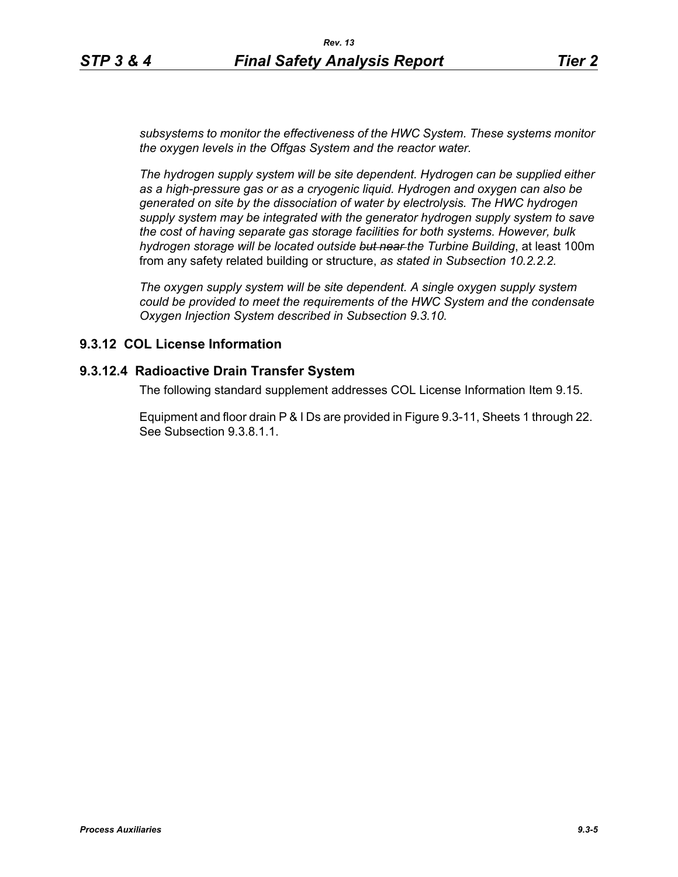*subsystems to monitor the effectiveness of the HWC System. These systems monitor the oxygen levels in the Offgas System and the reactor water.*

*The hydrogen supply system will be site dependent. Hydrogen can be supplied either as a high-pressure gas or as a cryogenic liquid. Hydrogen and oxygen can also be generated on site by the dissociation of water by electrolysis. The HWC hydrogen supply system may be integrated with the generator hydrogen supply system to save the cost of having separate gas storage facilities for both systems. However, bulk hydrogen storage will be located outside ~~but near~~ the Turbine Building*, at least 100m from any safety related building or structure, *as stated in Subsection 10.2.2.2.*

*The oxygen supply system will be site dependent. A single oxygen supply system could be provided to meet the requirements of the HWC System and the condensate Oxygen Injection System described in Subsection 9.3.10.*

## 9.3.12 COL License Information

### 9.3.12.4 Radioactive Drain Transfer System

The following standard supplement addresses COL License Information Item 9.15.

Equipment and floor drain P & I Ds are provided in Figure 9.3-11, Sheets 1 through 22. See Subsection 9.3.8.1.1.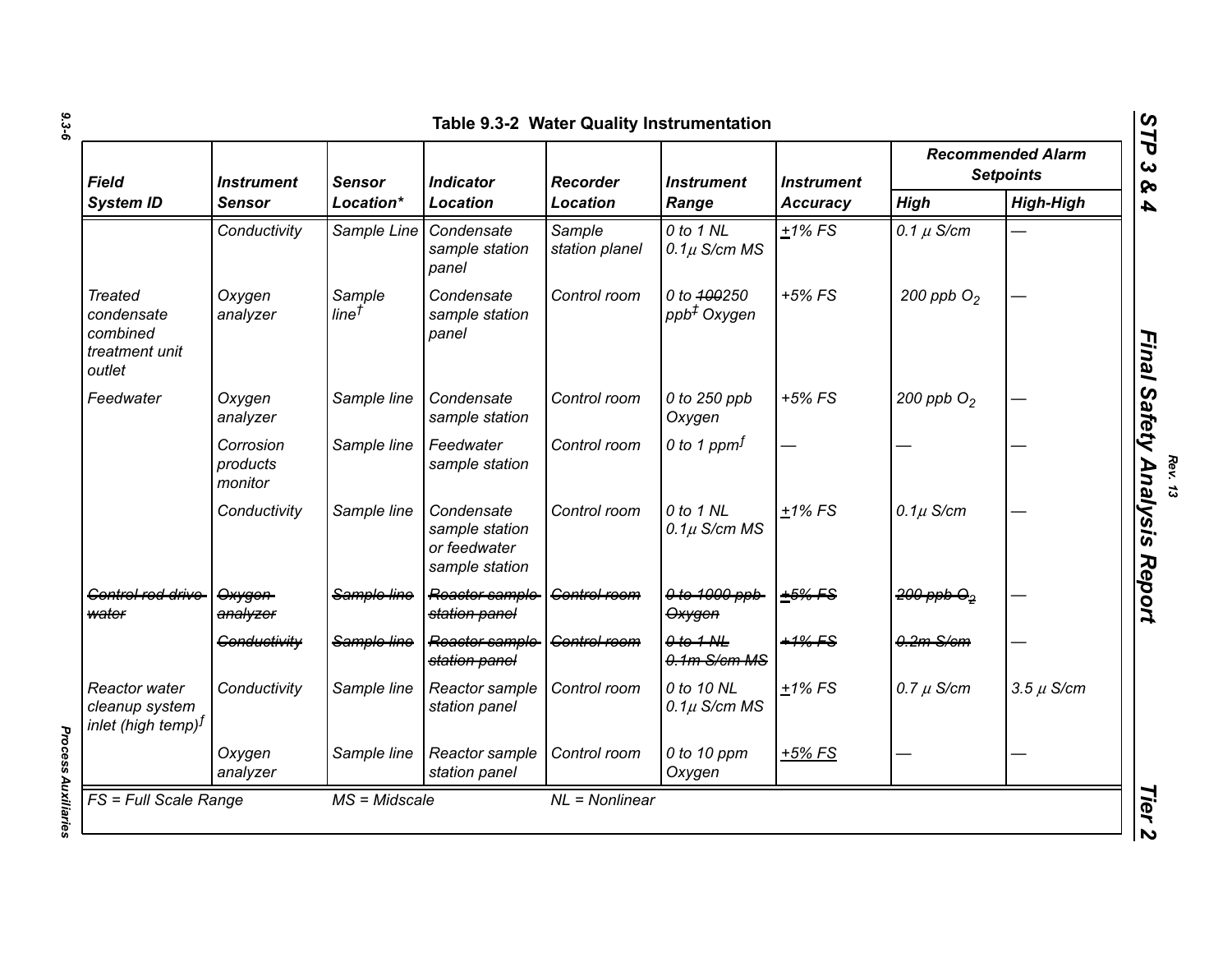**Table 9.3-2 Water Quality Instrumentation**

| Field System ID | Instrument Sensor | Sensor Location* | Indicator Location | Recorder Location | Instrument Range | Instrument Accuracy | Recommended Alarm Setpoints | |
|---|---|---|---|---|---|---|---|---|
| | | | | | | | High | High-High |
| | Conductivity | Sample Line | Condensate sample station panel | Sample station planel | 0 to 1 NL 0.1μ S/cm MS | ±1% FS | 0.1 μ S/cm | — |
| Treated condensate combined treatment unit outlet | Oxygen analyzer | Sample line† | Condensate sample station panel | Control room | 0 to ~~100~~250 ppb‡ Oxygen | +5% FS | 200 ppb $O_2$ | — |
| Feedwater | Oxygen analyzer | Sample line | Condensate sample station | Control room | 0 to 250 ppb Oxygen | +5% FS | 200 ppb $O_2$ | — |
| | Corrosion products monitor | Sample line | Feedwater sample station | Control room | 0 to 1 ppm[ƒ] | — | — | — |
| | Conductivity | Sample line | Condensate sample station or feedwater sample station | Control room | 0 to 1 NL 0.1μ S/cm MS | ±1% FS | 0.1μ S/cm | — |
| ~~Control rod drive water~~ | ~~Oxygen analyzer~~ | ~~Sample line~~ | ~~Reactor sample station panel~~ | ~~Control room~~ | ~~0 to 1000 ppb Oxygen~~ | ~~±5% FS~~ | ~~200 ppb $O_2$~~ | — |
| | ~~Conductivity~~ | ~~Sample line~~ | ~~Reactor sample station panel~~ | ~~Control room~~ | ~~0 to 1 NL 0.1m S/cm MS~~ | ~~±1% FS~~ | ~~0.2m S/cm~~ | — |
| Reactor water cleanup system inlet (high temp)[ƒ] | Conductivity | Sample line | Reactor sample station panel | Control room | 0 to 10 NL 0.1μ S/cm MS | ±1% FS | 0.7 μ S/cm | 3.5 μ S/cm |
| | Oxygen analyzer | Sample line | Reactor sample station panel | Control room | 0 to 10 ppm Oxygen | +5% FS | — | — |

FS = Full Scale Range MS = Midscale NL = Nonlinear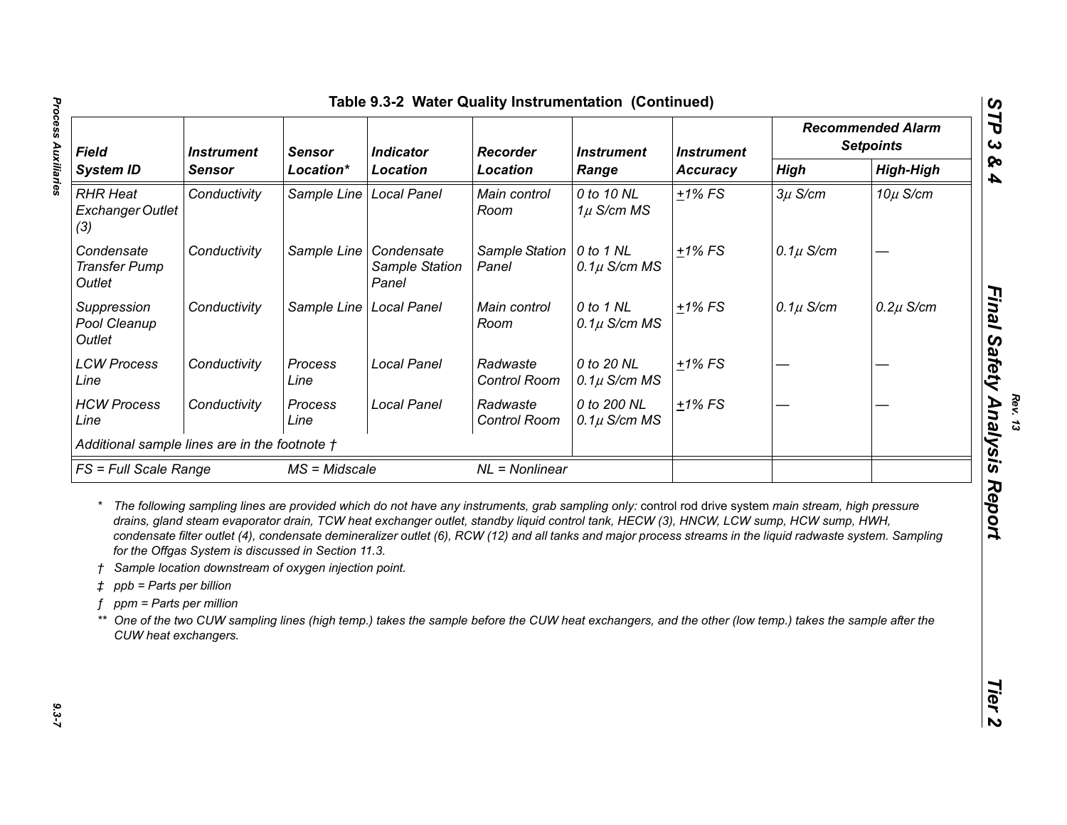## Table 9.3-2 Water Quality Instrumentation (Continued)

| Field System ID | Instrument Sensor | Sensor Location* | Indicator Location | Recorder Location | Instrument Range | Instrument Accuracy | Recommended Alarm Setpoints | |
|---|---|---|---|---|---|---|---|---|
| | | | | | | | High | High-High |
| RHR Heat Exchanger Outlet (3) | Conductivity | Sample Line | Local Panel | Main control Room | 0 to 10 NL $1\mu$ S/cm MS | $\pm$1% FS | $3\mu$ S/cm | $10\mu$ S/cm |
| Condensate Transfer Pump Outlet | Conductivity | Sample Line | Condensate Sample Station Panel | Sample Station Panel | 0 to 1 NL $0.1\mu$ S/cm MS | $\pm$1% FS | $0.1\mu$ S/cm | — |
| Suppression Pool Cleanup Outlet | Conductivity | Sample Line | Local Panel | Main control Room | 0 to 1 NL $0.1\mu$ S/cm MS | $\pm$1% FS | $0.1\mu$ S/cm | $0.2\mu$ S/cm |
| LCW Process Line | Conductivity | Process Line | Local Panel | Radwaste Control Room | 0 to 20 NL $0.1\mu$ S/cm MS | $\pm$1% FS | — | — |
| HCW Process Line | Conductivity | Process Line | Local Panel | Radwaste Control Room | 0 to 200 NL $0.1\mu$ S/cm MS | $\pm$1% FS | — | — |
| Additional sample lines are in the footnote † | | | | | | | | |
| FS = Full Scale Range | | MS = Midscale | | NL = Nonlinear | | | | |

\* The following sampling lines are provided which do not have any instruments, grab sampling only: control rod drive system main stream, high pressure drains, gland steam evaporator drain, TCW heat exchanger outlet, standby liquid control tank, HECW (3), HNCW, LCW sump, HCW sump, HWH, condensate filter outlet (4), condensate demineralizer outlet (6), RCW (12) and all tanks and major process streams in the liquid radwaste system. Sampling for the Offgas System is discussed in Section 11.3.

† Sample location downstream of oxygen injection point.

‡ ppb = Parts per billion

ƒ ppm = Parts per million

\*\* One of the two CUW sampling lines (high temp.) takes the sample before the CUW heat exchangers, and the other (low temp.) takes the sample after the CUW heat exchangers.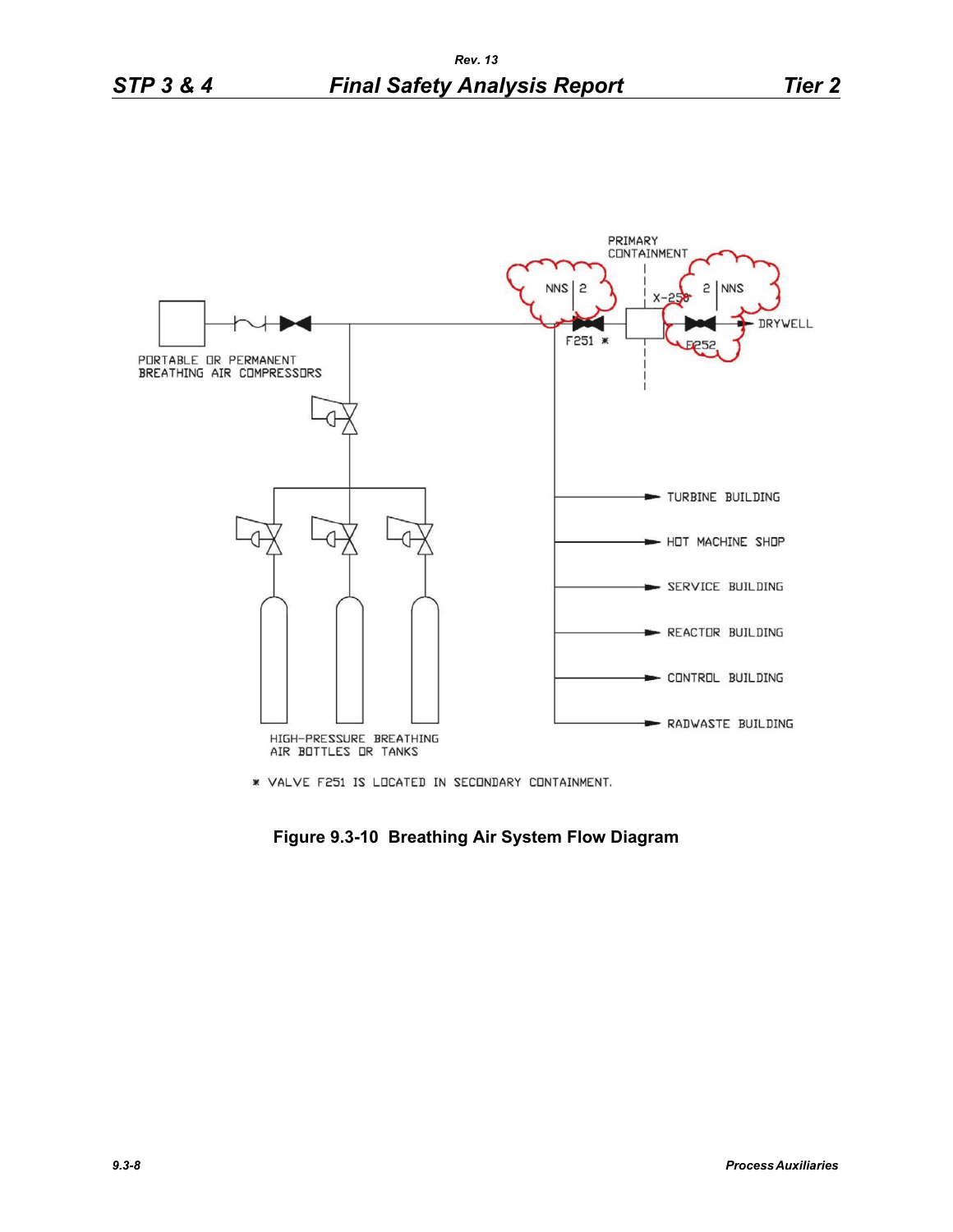PRIMARY CONTAINMENT

NNS | 2

2 | NNS

X-250

F251 *

F252

DRYWELL

PORTABLE OR PERMANENT BREATHING AIR COMPRESSORS

TURBINE BUILDING

HOT MACHINE SHOP

SERVICE BUILDING

REACTOR BUILDING

CONTROL BUILDING

RADWASTE BUILDING

HIGH-PRESSURE BREATHING AIR BOTTLES OR TANKS

* VALVE F251 IS LOCATED IN SECONDARY CONTAINMENT.

**Figure 9.3-10 Breathing Air System Flow Diagram**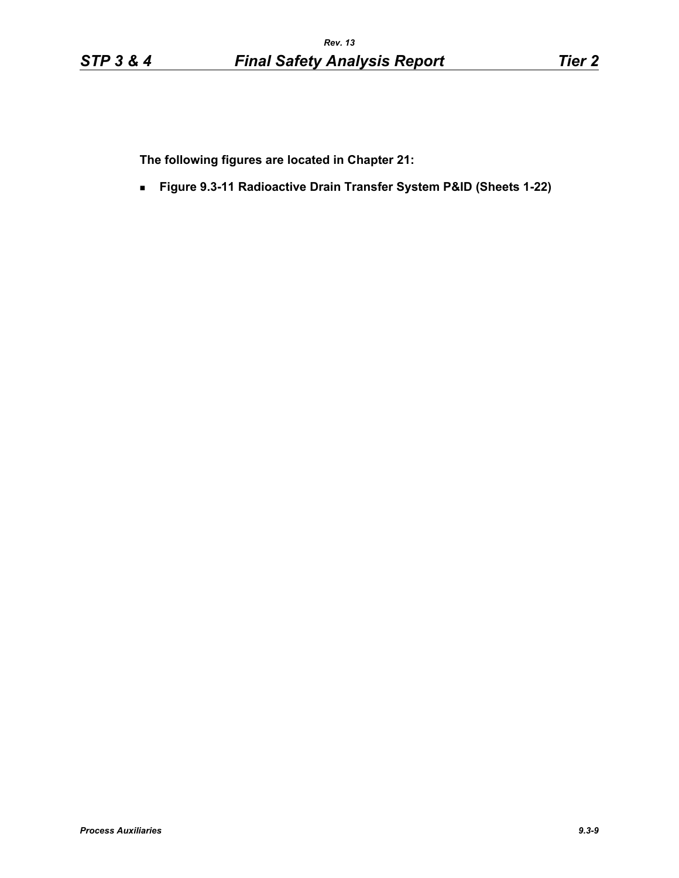**The following figures are located in Chapter 21:**

- **Figure 9.3-11 Radioactive Drain Transfer System P&ID (Sheets 1-22)**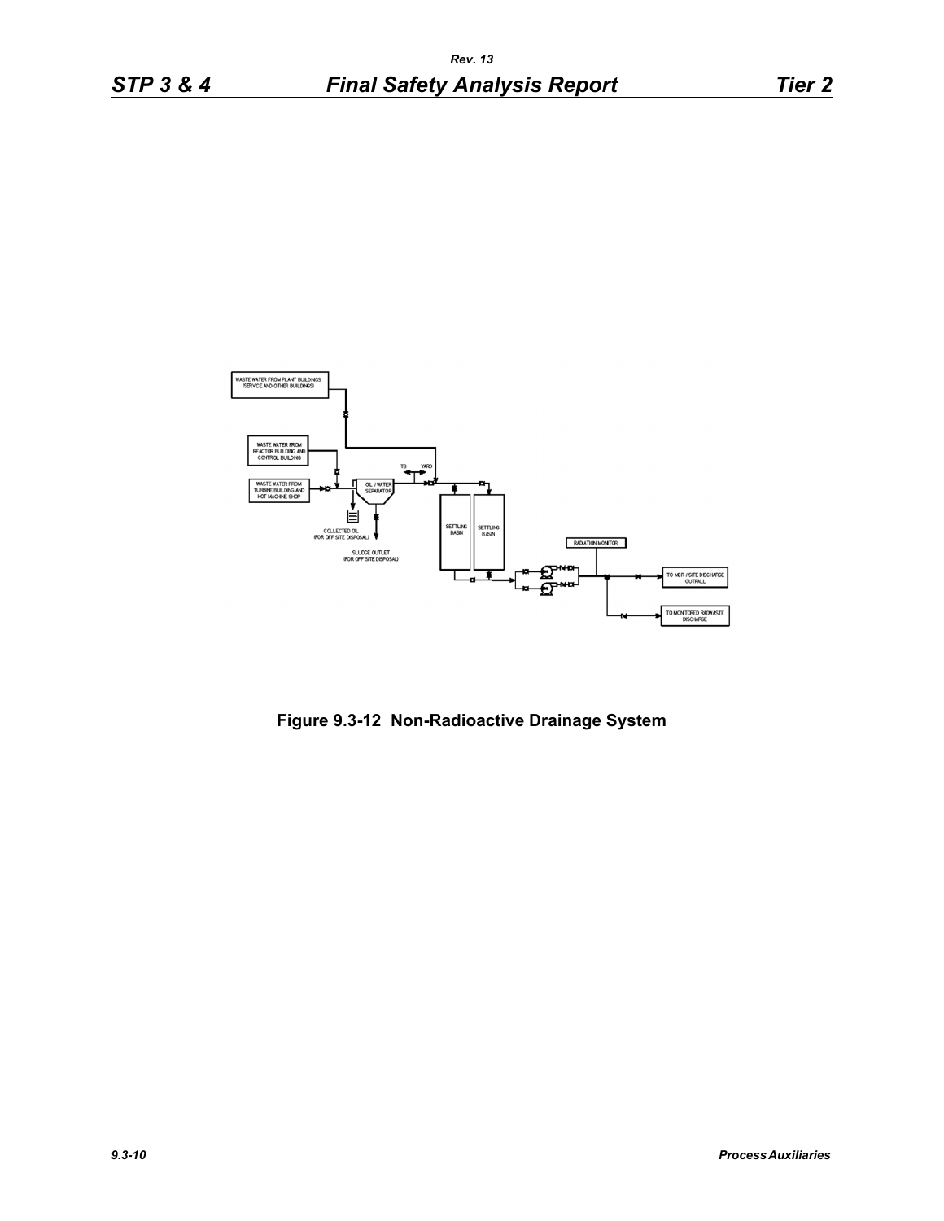WASTE WATER FROM PLANT BUILDINGS (SERVICE AND OTHER BUILDINGS)

WASTE WATER FROM REACTOR BUILDING AND CONTROL BUILDING

WASTE WATER FROM TURBINE BUILDING AND HOT MACHINE SHOP

OIL / WATER SEPARATOR

TB

YARD

COLLECTED OIL (FOR OFF SITE DISPOSAL)

SLUDGE OUTLET (FOR OFF SITE DISPOSAL)

SETTLING BASIN

SETTLING BASIN

RADIATION MONITOR

TO MCR / SITE DISCHARGE OUTFALL

TO MONITORED RADWASTE DISCHARGE

**Figure 9.3-12 Non-Radioactive Drainage System**